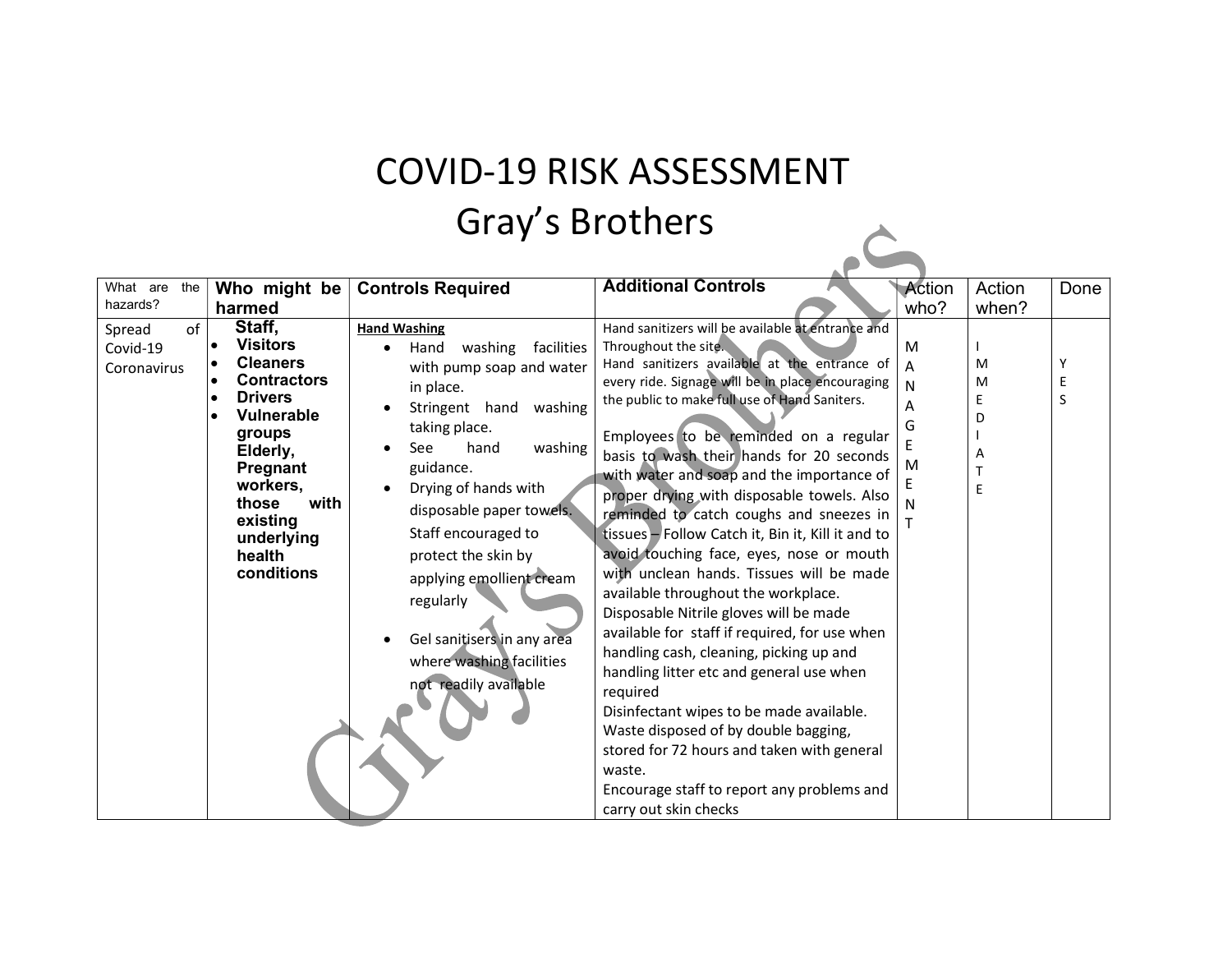# COVID-19 RISK ASSESSMENT
# Gray's Brothers

| What are the hazards? | Who might be harmed | Controls Required | Additional Controls | Action who? | Action when? | Done |
|---|---|---|---|---|---|---|
| Spread of Covid-19 Coronavirus | **Staff,**<br>• **Visitors**<br>• **Cleaners**<br>• **Contractors**<br>• **Drivers**<br>• **Vulnerable groups Elderly, Pregnant workers, those with existing underlying health conditions** | **Hand Washing**<br>• Hand washing facilities with pump soap and water in place.<br>• Stringent hand washing taking place.<br>• See hand washing guidance.<br>• Drying of hands with disposable paper towels. Staff encouraged to protect the skin by applying emollient cream regularly<br>• Gel sanitisers in any area where washing facilities not readily available | Hand sanitizers will be available at entrance and Throughout the site.<br>Hand sanitizers available at the entrance of every ride. Signage will be in place encouraging the public to make full use of Hand Saniters.<br><br>Employees to be reminded on a regular basis to wash their hands for 20 seconds with water and soap and the importance of proper drying with disposable towels. Also reminded to catch coughs and sneezes in tissues – Follow Catch it, Bin it, Kill it and to avoid touching face, eyes, nose or mouth with unclean hands. Tissues will be made available throughout the workplace.<br>Disposable Nitrile gloves will be made available for staff if required, for use when handling cash, cleaning, picking up and handling litter etc and general use when required<br>Disinfectant wipes to be made available.<br>Waste disposed of by double bagging, stored for 72 hours and taken with general waste.<br>Encourage staff to report any problems and carry out skin checks | MANAGEMENT | IMMEDIATE | YES |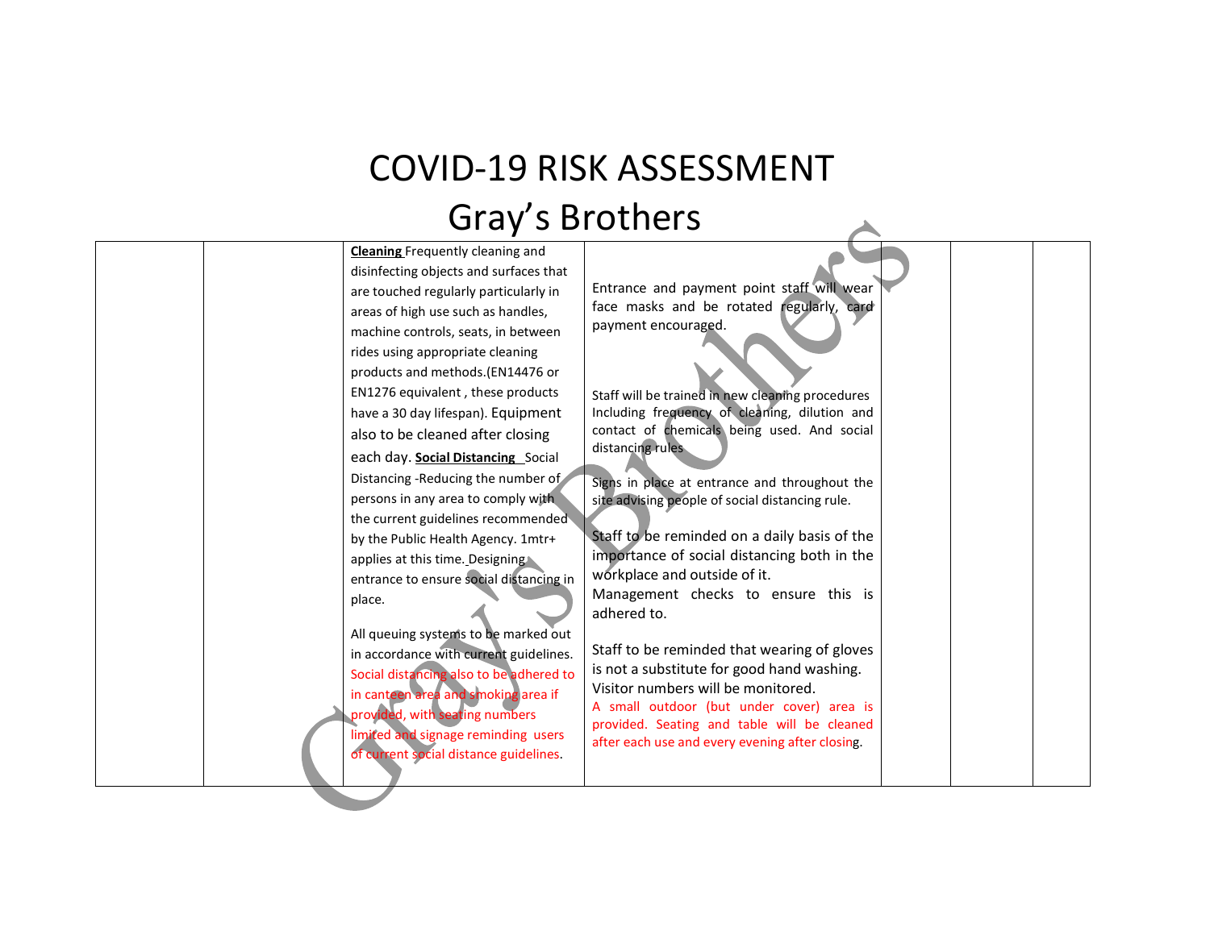# COVID-19 RISK ASSESSMENT

## Gray's Brothers

| | | | | | | |
|---|---|---|---|---|---|---|
| | | **Cleaning** Frequently cleaning and disinfecting objects and surfaces that are touched regularly particularly in areas of high use such as handles, machine controls, seats, in between rides using appropriate cleaning products and methods.(EN14476 or EN1276 equivalent , these products have a 30 day lifespan). Equipment also to be cleaned after closing each day. **Social Distancing** Social Distancing -Reducing the number of persons in any area to comply with the current guidelines recommended by the Public Health Agency. 1mtr+ applies at this time. Designing entrance to ensure social distancing in place.<br><br>All queuing systems to be marked out in accordance with current guidelines. Social distancing also to be adhered to in canteen area and smoking area if provided, with seating numbers limited and signage reminding users of current social distance guidelines. | Entrance and payment point staff will wear face masks and be rotated regularly, card payment encouraged.<br><br>Staff will be trained in new cleaning procedures Including frequency of cleaning, dilution and contact of chemicals being used. And social distancing rules<br><br>Signs in place at entrance and throughout the site advising people of social distancing rule.<br><br>Staff to be reminded on a daily basis of the importance of social distancing both in the workplace and outside of it.<br>Management checks to ensure this is adhered to.<br><br>Staff to be reminded that wearing of gloves is not a substitute for good hand washing.<br>Visitor numbers will be monitored.<br>A small outdoor (but under cover) area is provided. Seating and table will be cleaned after each use and every evening after closing. | | | |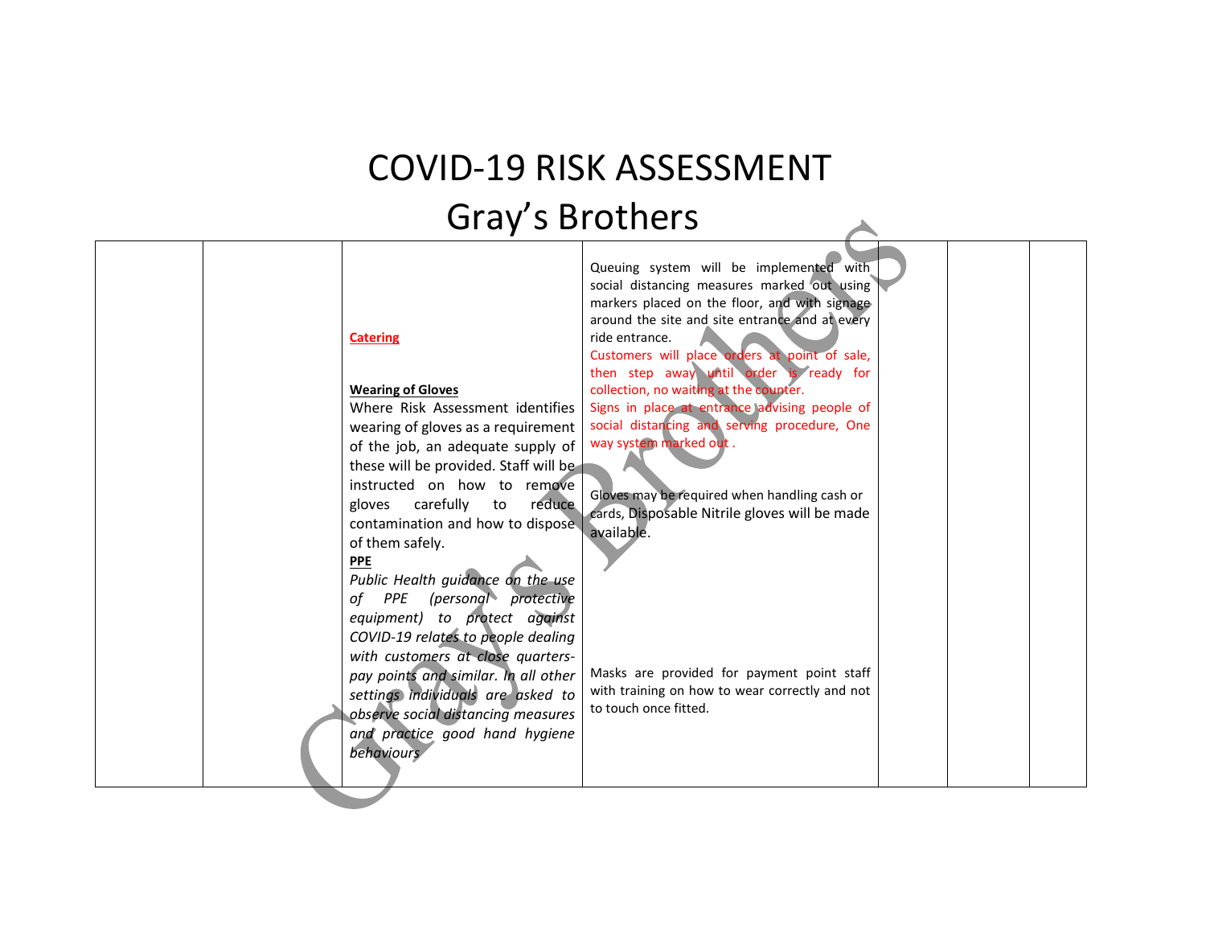# COVID-19 RISK ASSESSMENT

# Gray's Brothers

| | | | | | | |
|---|---|---|---|---|---|---|
| | | **Catering**<br><br>**Wearing of Gloves**<br>Where Risk Assessment identifies wearing of gloves as a requirement of the job, an adequate supply of these will be provided. Staff will be instructed on how to remove gloves carefully to reduce contamination and how to dispose of them safely.<br>**PPE**<br>*Public Health guidance on the use of PPE (personal protective equipment) to protect against COVID-19 relates to people dealing with customers at close quarters-pay points and similar. In all other settings individuals are asked to observe social distancing measures and practice good hand hygiene behaviours* | Queuing system will be implemented with social distancing measures marked out using markers placed on the floor, and with signage around the site and site entrance and at every ride entrance.<br>Customers will place orders at point of sale, then step away until order is ready for collection, no waiting at the counter.<br>Signs in place at entrance advising people of social distancing and serving procedure, One way system marked out .<br><br>Gloves may be required when handling cash or cards, Disposable Nitrile gloves will be made available.<br><br>Masks are provided for payment point staff with training on how to wear correctly and not to touch once fitted. | | | |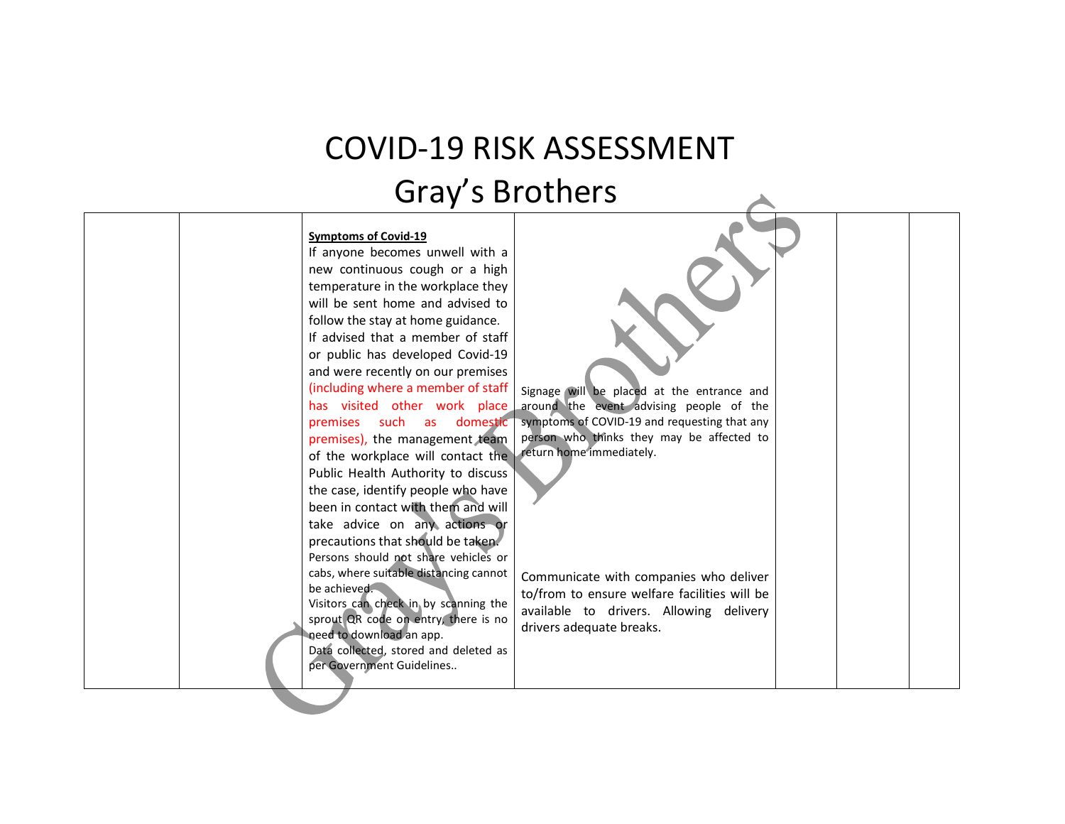# COVID-19 RISK ASSESSMENT

## Gray's Brothers

| | | | | | | |
|---|---|---|---|---|---|---|
| | | **Symptoms of Covid-19**<br>If anyone becomes unwell with a new continuous cough or a high temperature in the workplace they will be sent home and advised to follow the stay at home guidance.<br>If advised that a member of staff or public has developed Covid-19 and were recently on our premises (including where a member of staff has visited other work place premises such as domestic premises), the management team of the workplace will contact the Public Health Authority to discuss the case, identify people who have been in contact with them and will take advice on any actions or precautions that should be taken.<br>Persons should not share vehicles or cabs, where suitable distancing cannot be achieved.<br>Visitors can check in by scanning the sprout QR code on entry, there is no need to download an app.<br>Data collected, stored and deleted as per Government Guidelines.. | Signage will be placed at the entrance and around the event advising people of the symptoms of COVID-19 and requesting that any person who thinks they may be affected to return home immediately.<br><br>Communicate with companies who deliver to/from to ensure welfare facilities will be available to drivers. Allowing delivery drivers adequate breaks. | | | |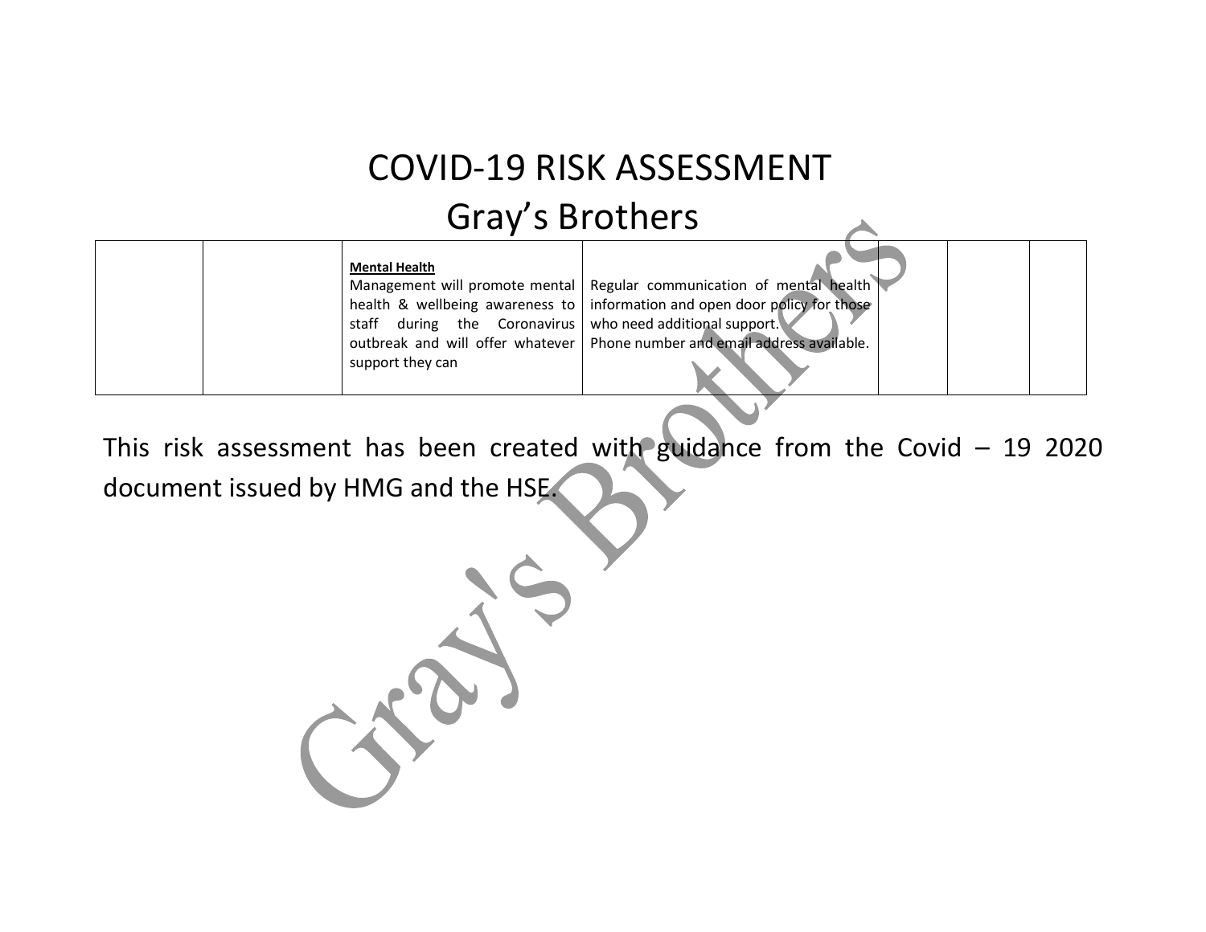# COVID-19 RISK ASSESSMENT

## Gray's Brothers

| | | | | | | |
|---|---|---|---|---|---|---|
| | | **Mental Health** Management will promote mental health & wellbeing awareness to staff during the Coronavirus outbreak and will offer whatever support they can | Regular communication of mental health information and open door policy for those who need additional support. Phone number and email address available. | | | |

This risk assessment has been created with guidance from the Covid – 19 2020 document issued by HMG and the HSE.